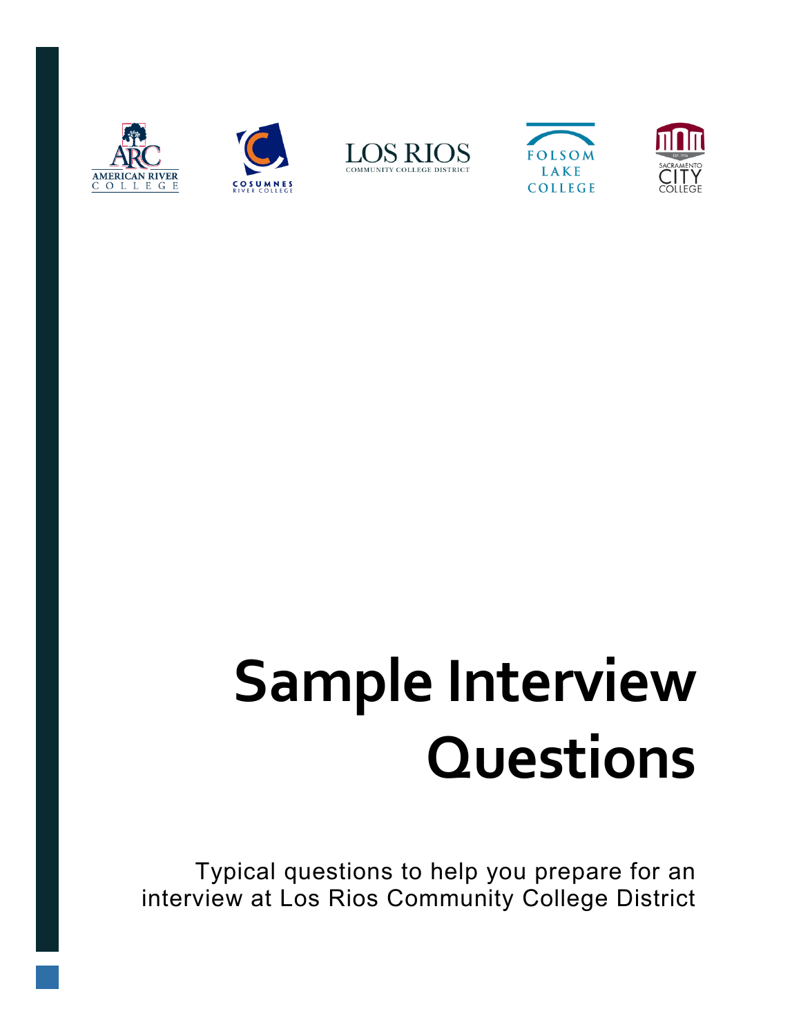# Sample Interview Questions

Typical questions to help you prepare for an interview at Los Rios Community College District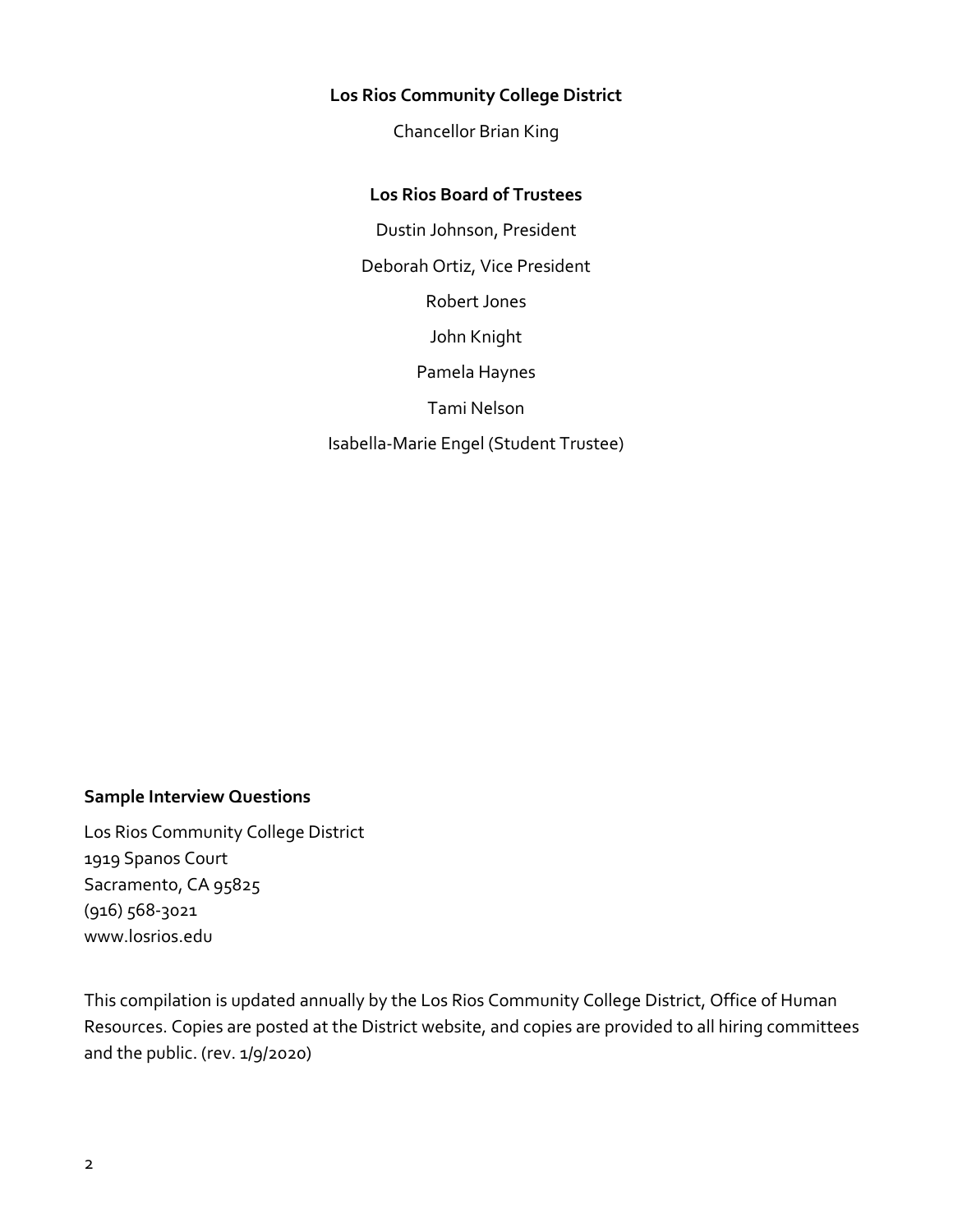**Los Rios Community College District**

Chancellor Brian King

**Los Rios Board of Trustees**

Dustin Johnson, President

Deborah Ortiz, Vice President

Robert Jones

John Knight

Pamela Haynes

Tami Nelson

Isabella-Marie Engel (Student Trustee)

**Sample Interview Questions**

Los Rios Community College District
1919 Spanos Court
Sacramento, CA 95825
(916) 568-3021
www.losrios.edu

This compilation is updated annually by the Los Rios Community College District, Office of Human Resources. Copies are posted at the District website, and copies are provided to all hiring committees and the public. (rev. 1/9/2020)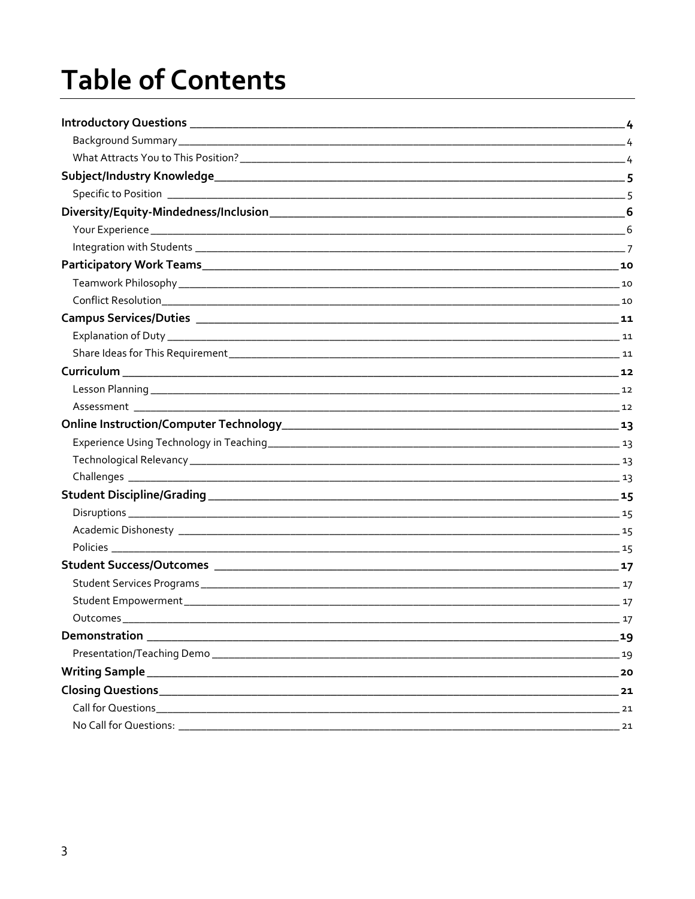# Table of Contents

- **Introductory Questions** — 4
  - Background Summary — 4
  - What Attracts You to This Position? — 4
- **Subject/Industry Knowledge** — 5
  - Specific to Position — 5
- **Diversity/Equity-Mindedness/Inclusion** — 6
  - Your Experience — 6
  - Integration with Students — 7
- **Participatory Work Teams** — 10
  - Teamwork Philosophy — 10
  - Conflict Resolution — 10
- **Campus Services/Duties** — 11
  - Explanation of Duty — 11
  - Share Ideas for This Requirement — 11
- **Curriculum** — 12
  - Lesson Planning — 12
  - Assessment — 12
- **Online Instruction/Computer Technology** — 13
  - Experience Using Technology in Teaching — 13
  - Technological Relevancy — 13
  - Challenges — 13
- **Student Discipline/Grading** — 15
  - Disruptions — 15
  - Academic Dishonesty — 15
  - Policies — 15
- **Student Success/Outcomes** — 17
  - Student Services Programs — 17
  - Student Empowerment — 17
  - Outcomes — 17
- **Demonstration** — 19
  - Presentation/Teaching Demo — 19
- **Writing Sample** — 20
- **Closing Questions** — 21
  - Call for Questions — 21
  - No Call for Questions: — 21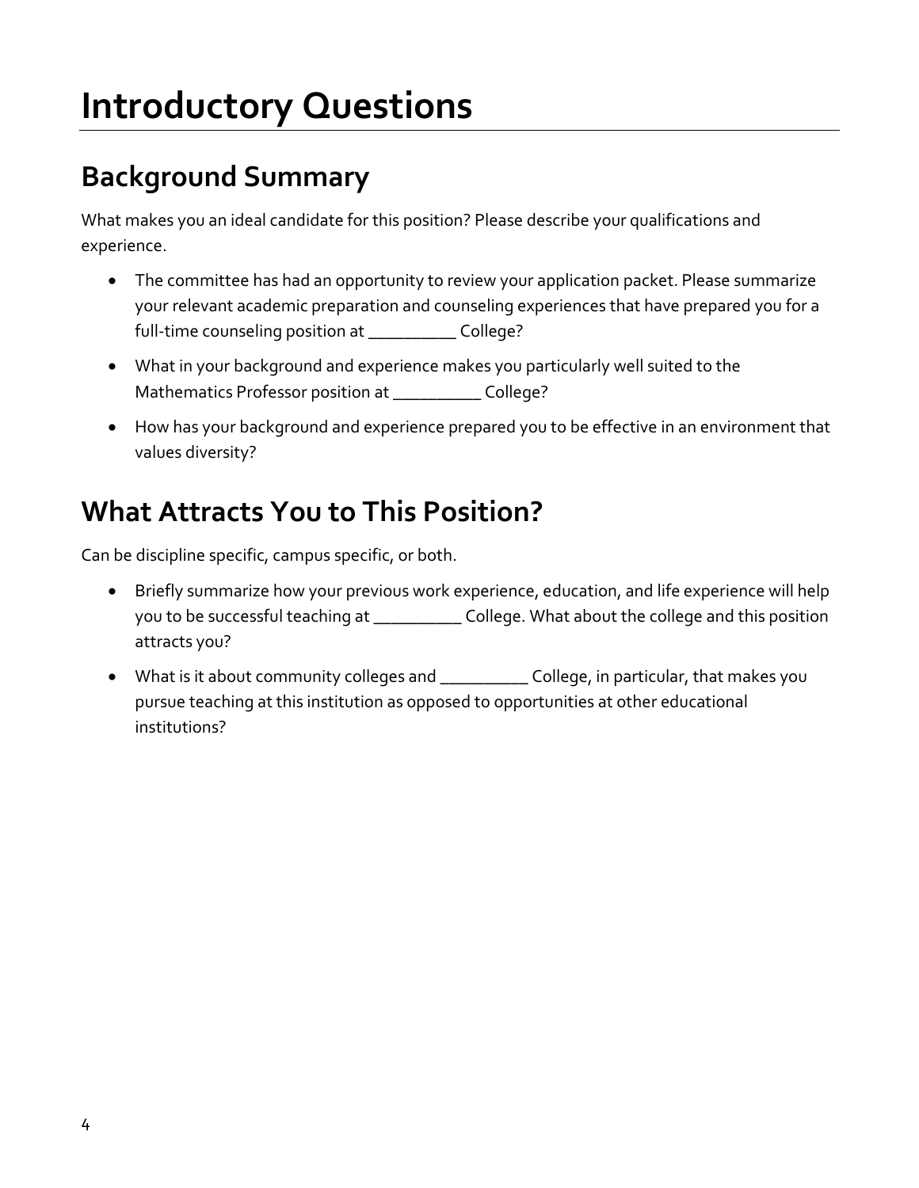# Introductory Questions

## Background Summary

What makes you an ideal candidate for this position? Please describe your qualifications and experience.

- The committee has had an opportunity to review your application packet. Please summarize your relevant academic preparation and counseling experiences that have prepared you for a full-time counseling position at __________ College?
- What in your background and experience makes you particularly well suited to the Mathematics Professor position at __________ College?
- How has your background and experience prepared you to be effective in an environment that values diversity?

## What Attracts You to This Position?

Can be discipline specific, campus specific, or both.

- Briefly summarize how your previous work experience, education, and life experience will help you to be successful teaching at __________ College. What about the college and this position attracts you?
- What is it about community colleges and __________ College, in particular, that makes you pursue teaching at this institution as opposed to opportunities at other educational institutions?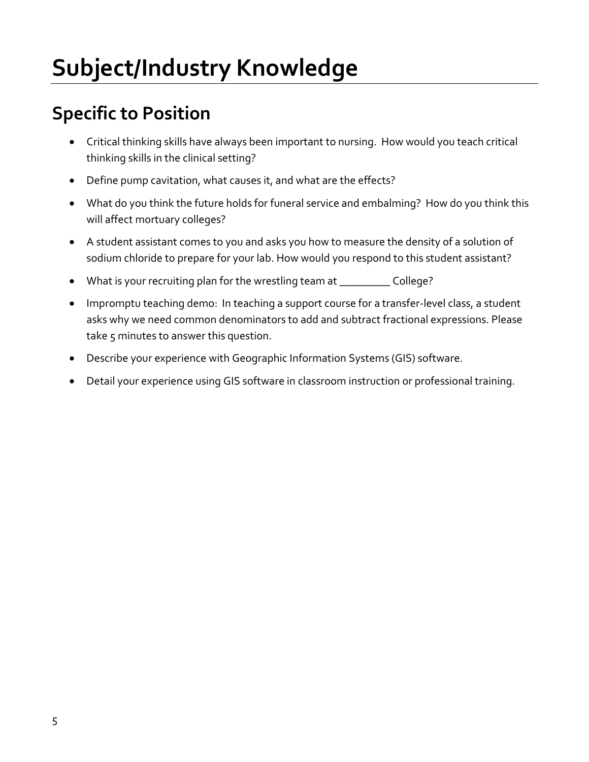# Subject/Industry Knowledge

## Specific to Position

- Critical thinking skills have always been important to nursing. How would you teach critical thinking skills in the clinical setting?
- Define pump cavitation, what causes it, and what are the effects?
- What do you think the future holds for funeral service and embalming? How do you think this will affect mortuary colleges?
- A student assistant comes to you and asks you how to measure the density of a solution of sodium chloride to prepare for your lab. How would you respond to this student assistant?
- What is your recruiting plan for the wrestling team at _________ College?
- Impromptu teaching demo: In teaching a support course for a transfer-level class, a student asks why we need common denominators to add and subtract fractional expressions. Please take 5 minutes to answer this question.
- Describe your experience with Geographic Information Systems (GIS) software.
- Detail your experience using GIS software in classroom instruction or professional training.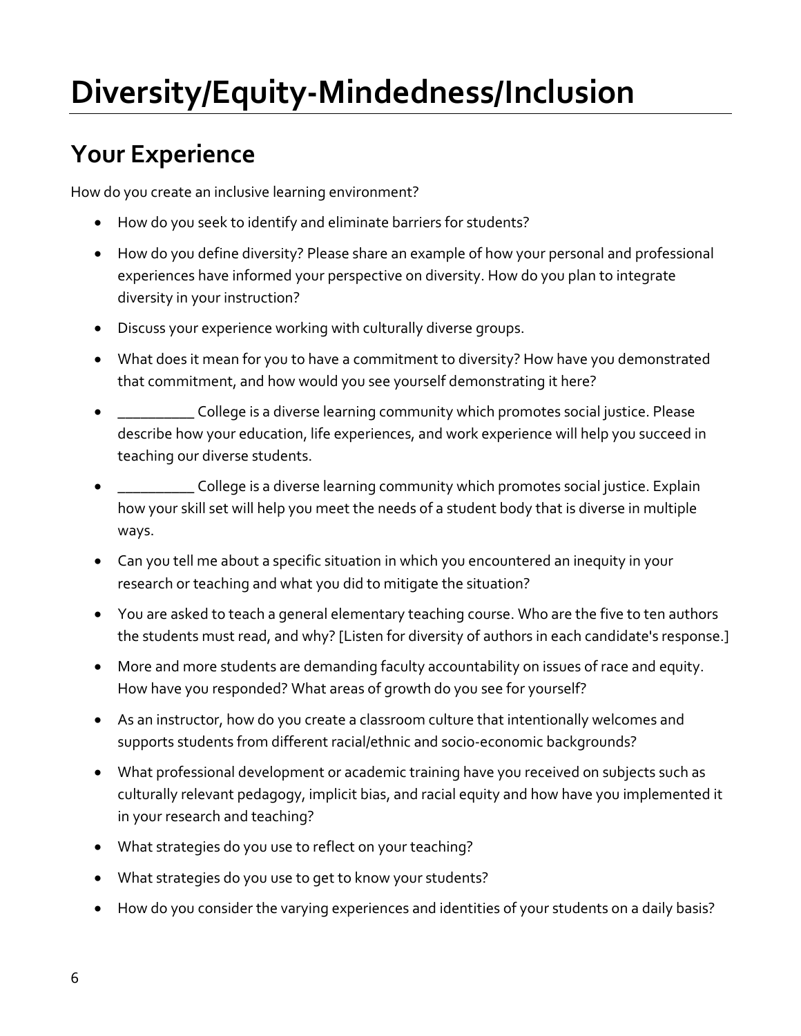# Diversity/Equity-Mindedness/Inclusion

## Your Experience

How do you create an inclusive learning environment?

- How do you seek to identify and eliminate barriers for students?
- How do you define diversity? Please share an example of how your personal and professional experiences have informed your perspective on diversity. How do you plan to integrate diversity in your instruction?
- Discuss your experience working with culturally diverse groups.
- What does it mean for you to have a commitment to diversity? How have you demonstrated that commitment, and how would you see yourself demonstrating it here?
- __________ College is a diverse learning community which promotes social justice. Please describe how your education, life experiences, and work experience will help you succeed in teaching our diverse students.
- __________ College is a diverse learning community which promotes social justice. Explain how your skill set will help you meet the needs of a student body that is diverse in multiple ways.
- Can you tell me about a specific situation in which you encountered an inequity in your research or teaching and what you did to mitigate the situation?
- You are asked to teach a general elementary teaching course. Who are the five to ten authors the students must read, and why? [Listen for diversity of authors in each candidate's response.]
- More and more students are demanding faculty accountability on issues of race and equity. How have you responded? What areas of growth do you see for yourself?
- As an instructor, how do you create a classroom culture that intentionally welcomes and supports students from different racial/ethnic and socio-economic backgrounds?
- What professional development or academic training have you received on subjects such as culturally relevant pedagogy, implicit bias, and racial equity and how have you implemented it in your research and teaching?
- What strategies do you use to reflect on your teaching?
- What strategies do you use to get to know your students?
- How do you consider the varying experiences and identities of your students on a daily basis?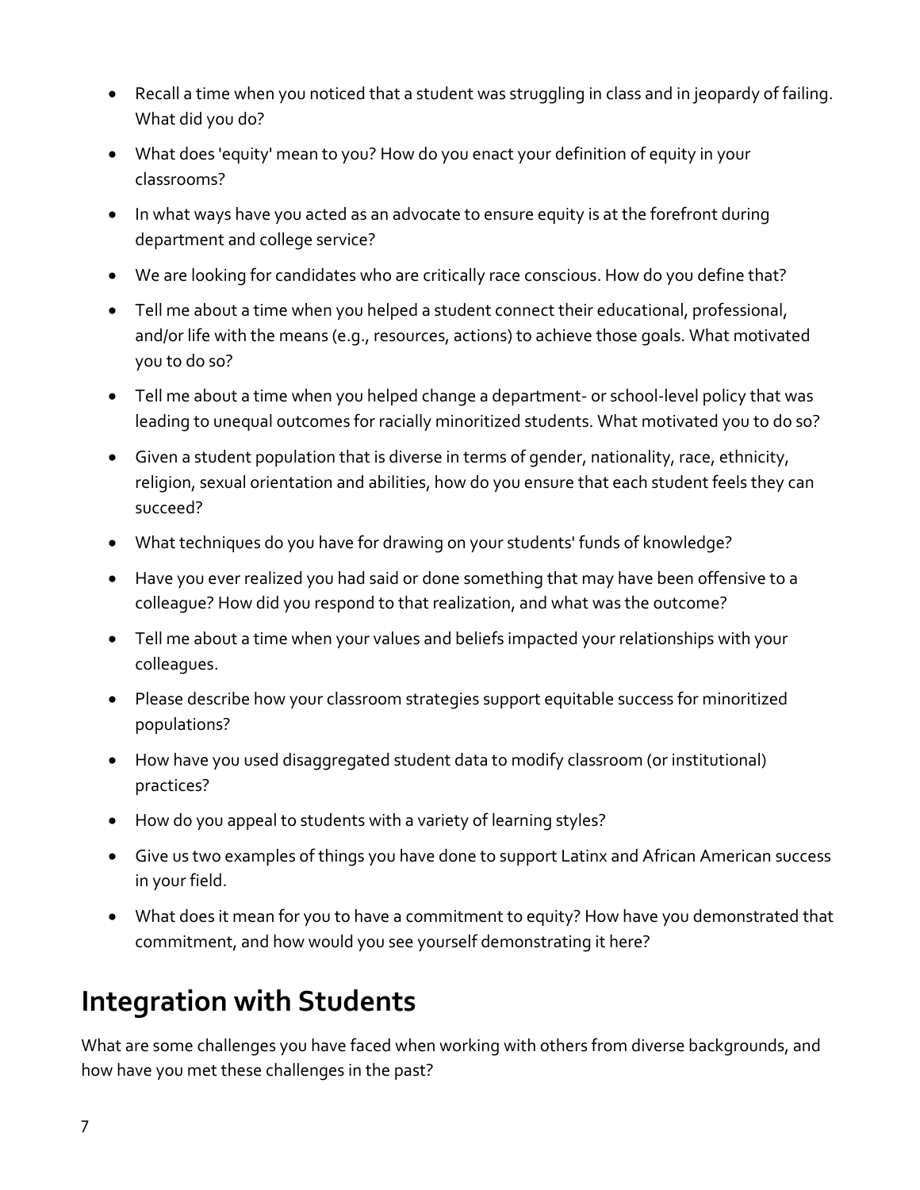- Recall a time when you noticed that a student was struggling in class and in jeopardy of failing. What did you do?
- What does 'equity' mean to you? How do you enact your definition of equity in your classrooms?
- In what ways have you acted as an advocate to ensure equity is at the forefront during department and college service?
- We are looking for candidates who are critically race conscious. How do you define that?
- Tell me about a time when you helped a student connect their educational, professional, and/or life with the means (e.g., resources, actions) to achieve those goals. What motivated you to do so?
- Tell me about a time when you helped change a department- or school-level policy that was leading to unequal outcomes for racially minoritized students. What motivated you to do so?
- Given a student population that is diverse in terms of gender, nationality, race, ethnicity, religion, sexual orientation and abilities, how do you ensure that each student feels they can succeed?
- What techniques do you have for drawing on your students' funds of knowledge?
- Have you ever realized you had said or done something that may have been offensive to a colleague? How did you respond to that realization, and what was the outcome?
- Tell me about a time when your values and beliefs impacted your relationships with your colleagues.
- Please describe how your classroom strategies support equitable success for minoritized populations?
- How have you used disaggregated student data to modify classroom (or institutional) practices?
- How do you appeal to students with a variety of learning styles?
- Give us two examples of things you have done to support Latinx and African American success in your field.
- What does it mean for you to have a commitment to equity? How have you demonstrated that commitment, and how would you see yourself demonstrating it here?

## Integration with Students

What are some challenges you have faced when working with others from diverse backgrounds, and how have you met these challenges in the past?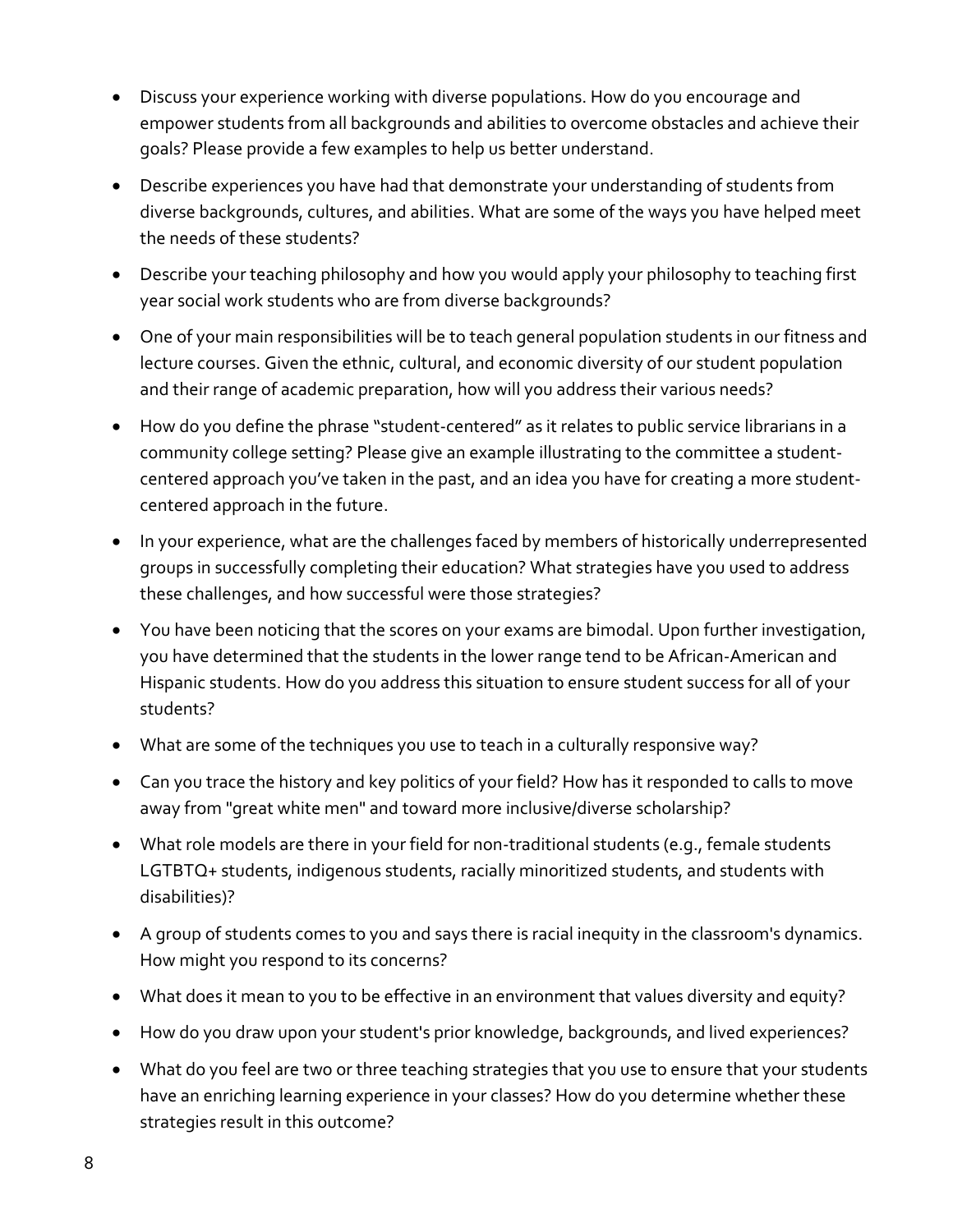- Discuss your experience working with diverse populations. How do you encourage and empower students from all backgrounds and abilities to overcome obstacles and achieve their goals? Please provide a few examples to help us better understand.
- Describe experiences you have had that demonstrate your understanding of students from diverse backgrounds, cultures, and abilities. What are some of the ways you have helped meet the needs of these students?
- Describe your teaching philosophy and how you would apply your philosophy to teaching first year social work students who are from diverse backgrounds?
- One of your main responsibilities will be to teach general population students in our fitness and lecture courses. Given the ethnic, cultural, and economic diversity of our student population and their range of academic preparation, how will you address their various needs?
- How do you define the phrase "student-centered" as it relates to public service librarians in a community college setting? Please give an example illustrating to the committee a student-centered approach you've taken in the past, and an idea you have for creating a more student-centered approach in the future.
- In your experience, what are the challenges faced by members of historically underrepresented groups in successfully completing their education? What strategies have you used to address these challenges, and how successful were those strategies?
- You have been noticing that the scores on your exams are bimodal. Upon further investigation, you have determined that the students in the lower range tend to be African-American and Hispanic students. How do you address this situation to ensure student success for all of your students?
- What are some of the techniques you use to teach in a culturally responsive way?
- Can you trace the history and key politics of your field? How has it responded to calls to move away from "great white men" and toward more inclusive/diverse scholarship?
- What role models are there in your field for non-traditional students (e.g., female students LGTBTQ+ students, indigenous students, racially minoritized students, and students with disabilities)?
- A group of students comes to you and says there is racial inequity in the classroom's dynamics. How might you respond to its concerns?
- What does it mean to you to be effective in an environment that values diversity and equity?
- How do you draw upon your student's prior knowledge, backgrounds, and lived experiences?
- What do you feel are two or three teaching strategies that you use to ensure that your students have an enriching learning experience in your classes? How do you determine whether these strategies result in this outcome?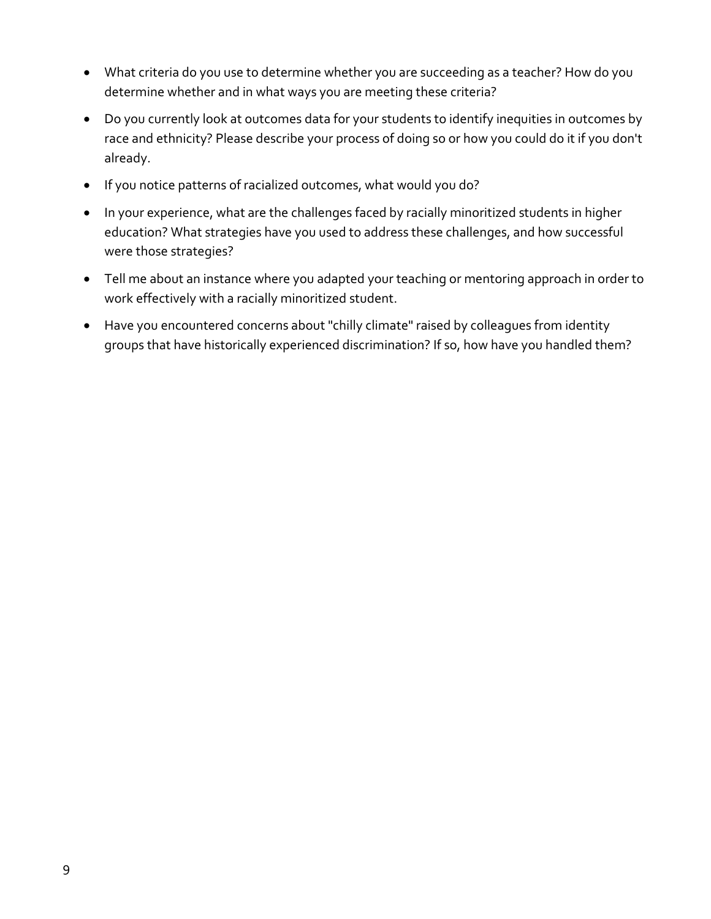- What criteria do you use to determine whether you are succeeding as a teacher? How do you determine whether and in what ways you are meeting these criteria?
- Do you currently look at outcomes data for your students to identify inequities in outcomes by race and ethnicity? Please describe your process of doing so or how you could do it if you don't already.
- If you notice patterns of racialized outcomes, what would you do?
- In your experience, what are the challenges faced by racially minoritized students in higher education? What strategies have you used to address these challenges, and how successful were those strategies?
- Tell me about an instance where you adapted your teaching or mentoring approach in order to work effectively with a racially minoritized student.
- Have you encountered concerns about "chilly climate" raised by colleagues from identity groups that have historically experienced discrimination? If so, how have you handled them?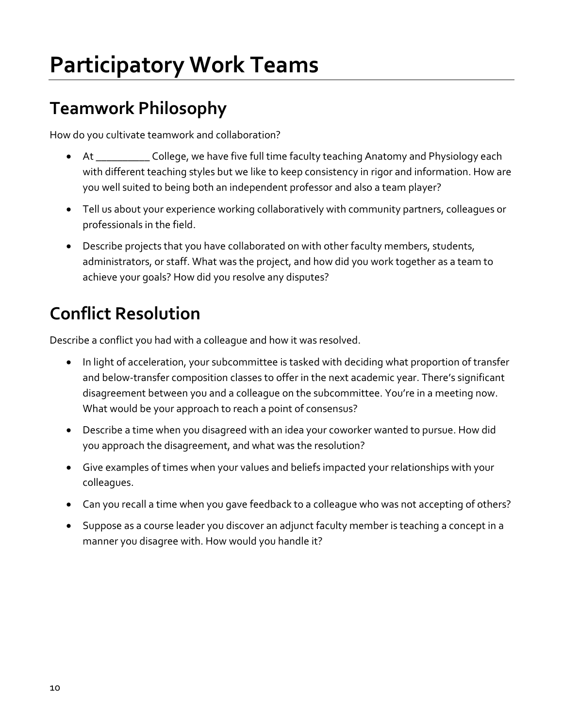# Participatory Work Teams

## Teamwork Philosophy

How do you cultivate teamwork and collaboration?

- At __________ College, we have five full time faculty teaching Anatomy and Physiology each with different teaching styles but we like to keep consistency in rigor and information. How are you well suited to being both an independent professor and also a team player?
- Tell us about your experience working collaboratively with community partners, colleagues or professionals in the field.
- Describe projects that you have collaborated on with other faculty members, students, administrators, or staff. What was the project, and how did you work together as a team to achieve your goals? How did you resolve any disputes?

## Conflict Resolution

Describe a conflict you had with a colleague and how it was resolved.

- In light of acceleration, your subcommittee is tasked with deciding what proportion of transfer and below-transfer composition classes to offer in the next academic year. There's significant disagreement between you and a colleague on the subcommittee. You're in a meeting now. What would be your approach to reach a point of consensus?
- Describe a time when you disagreed with an idea your coworker wanted to pursue. How did you approach the disagreement, and what was the resolution?
- Give examples of times when your values and beliefs impacted your relationships with your colleagues.
- Can you recall a time when you gave feedback to a colleague who was not accepting of others?
- Suppose as a course leader you discover an adjunct faculty member is teaching a concept in a manner you disagree with. How would you handle it?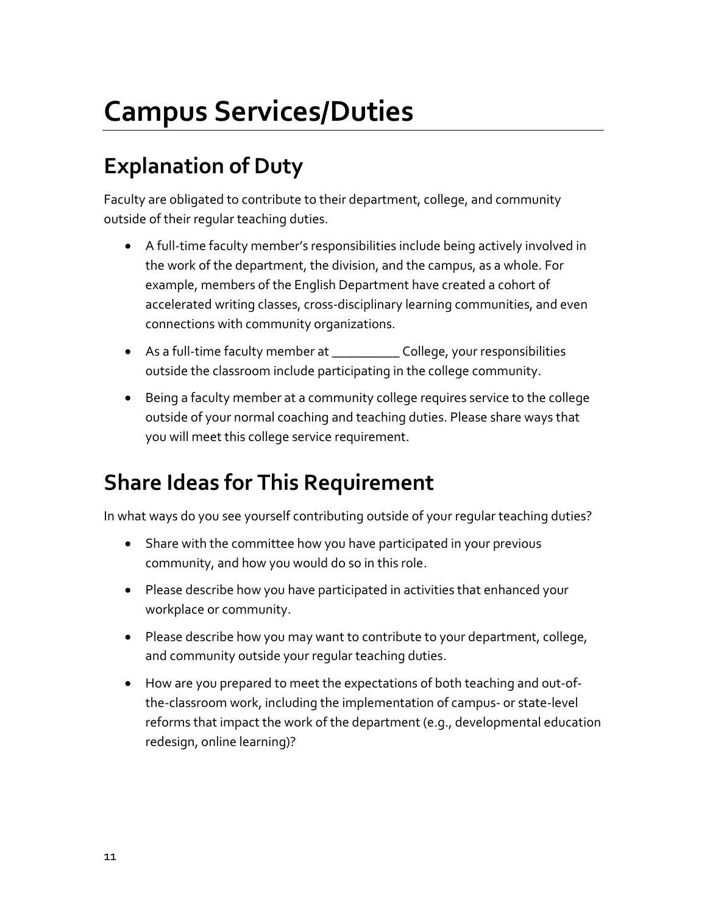# Campus Services/Duties

## Explanation of Duty

Faculty are obligated to contribute to their department, college, and community outside of their regular teaching duties.

- A full-time faculty member's responsibilities include being actively involved in the work of the department, the division, and the campus, as a whole. For example, members of the English Department have created a cohort of accelerated writing classes, cross-disciplinary learning communities, and even connections with community organizations.
- As a full-time faculty member at __________ College, your responsibilities outside the classroom include participating in the college community.
- Being a faculty member at a community college requires service to the college outside of your normal coaching and teaching duties. Please share ways that you will meet this college service requirement.

## Share Ideas for This Requirement

In what ways do you see yourself contributing outside of your regular teaching duties?

- Share with the committee how you have participated in your previous community, and how you would do so in this role.
- Please describe how you have participated in activities that enhanced your workplace or community.
- Please describe how you may want to contribute to your department, college, and community outside your regular teaching duties.
- How are you prepared to meet the expectations of both teaching and out-of-the-classroom work, including the implementation of campus- or state-level reforms that impact the work of the department (e.g., developmental education redesign, online learning)?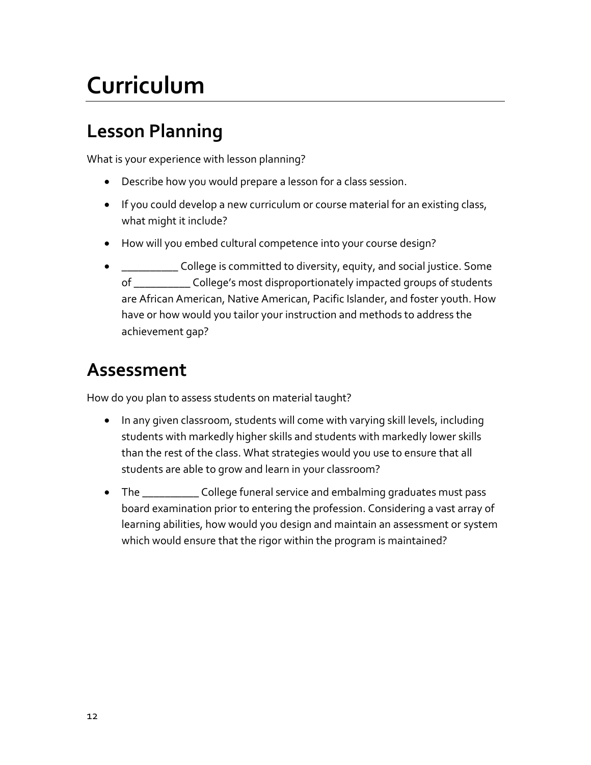# Curriculum

## Lesson Planning

What is your experience with lesson planning?

- Describe how you would prepare a lesson for a class session.
- If you could develop a new curriculum or course material for an existing class, what might it include?
- How will you embed cultural competence into your course design?
- __________ College is committed to diversity, equity, and social justice. Some of __________ College's most disproportionately impacted groups of students are African American, Native American, Pacific Islander, and foster youth. How have or how would you tailor your instruction and methods to address the achievement gap?

## Assessment

How do you plan to assess students on material taught?

- In any given classroom, students will come with varying skill levels, including students with markedly higher skills and students with markedly lower skills than the rest of the class. What strategies would you use to ensure that all students are able to grow and learn in your classroom?
- The __________ College funeral service and embalming graduates must pass board examination prior to entering the profession. Considering a vast array of learning abilities, how would you design and maintain an assessment or system which would ensure that the rigor within the program is maintained?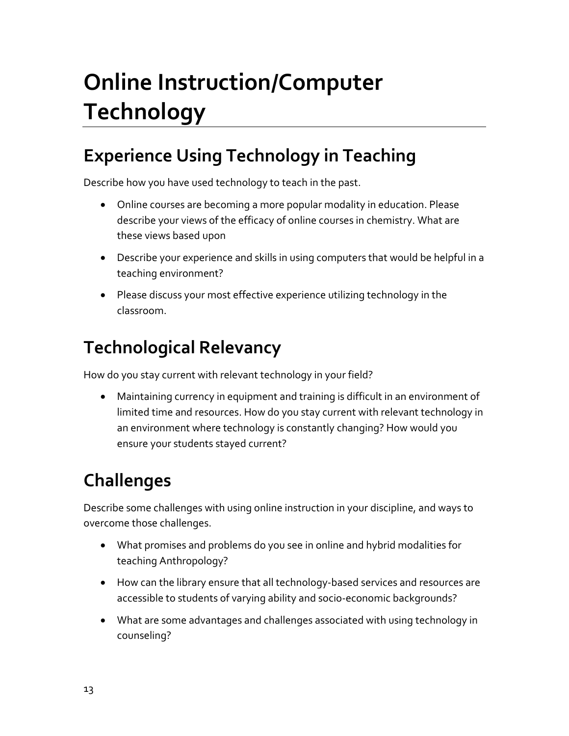# Online Instruction/Computer Technology

## Experience Using Technology in Teaching

Describe how you have used technology to teach in the past.

- Online courses are becoming a more popular modality in education. Please describe your views of the efficacy of online courses in chemistry. What are these views based upon
- Describe your experience and skills in using computers that would be helpful in a teaching environment?
- Please discuss your most effective experience utilizing technology in the classroom.

## Technological Relevancy

How do you stay current with relevant technology in your field?

- Maintaining currency in equipment and training is difficult in an environment of limited time and resources. How do you stay current with relevant technology in an environment where technology is constantly changing? How would you ensure your students stayed current?

## Challenges

Describe some challenges with using online instruction in your discipline, and ways to overcome those challenges.

- What promises and problems do you see in online and hybrid modalities for teaching Anthropology?
- How can the library ensure that all technology-based services and resources are accessible to students of varying ability and socio-economic backgrounds?
- What are some advantages and challenges associated with using technology in counseling?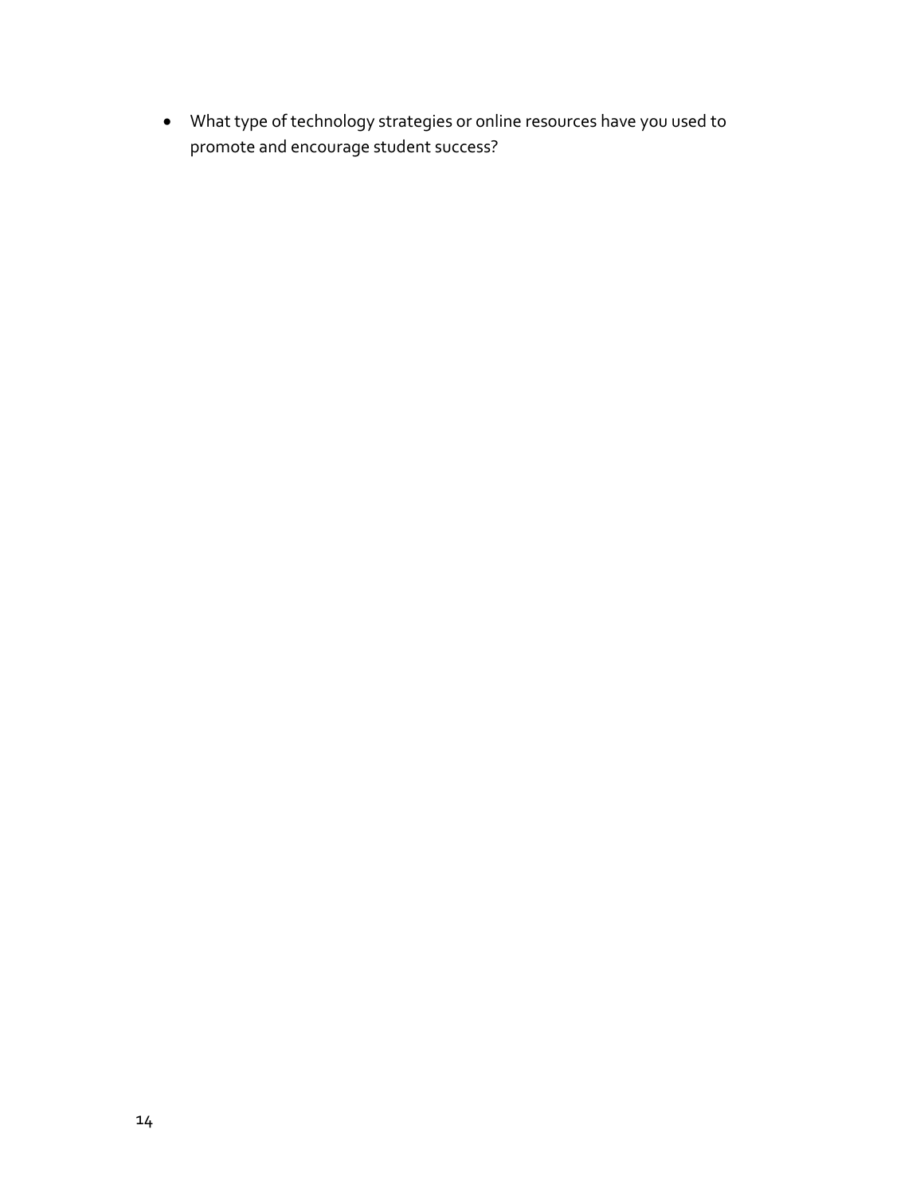- What type of technology strategies or online resources have you used to promote and encourage student success?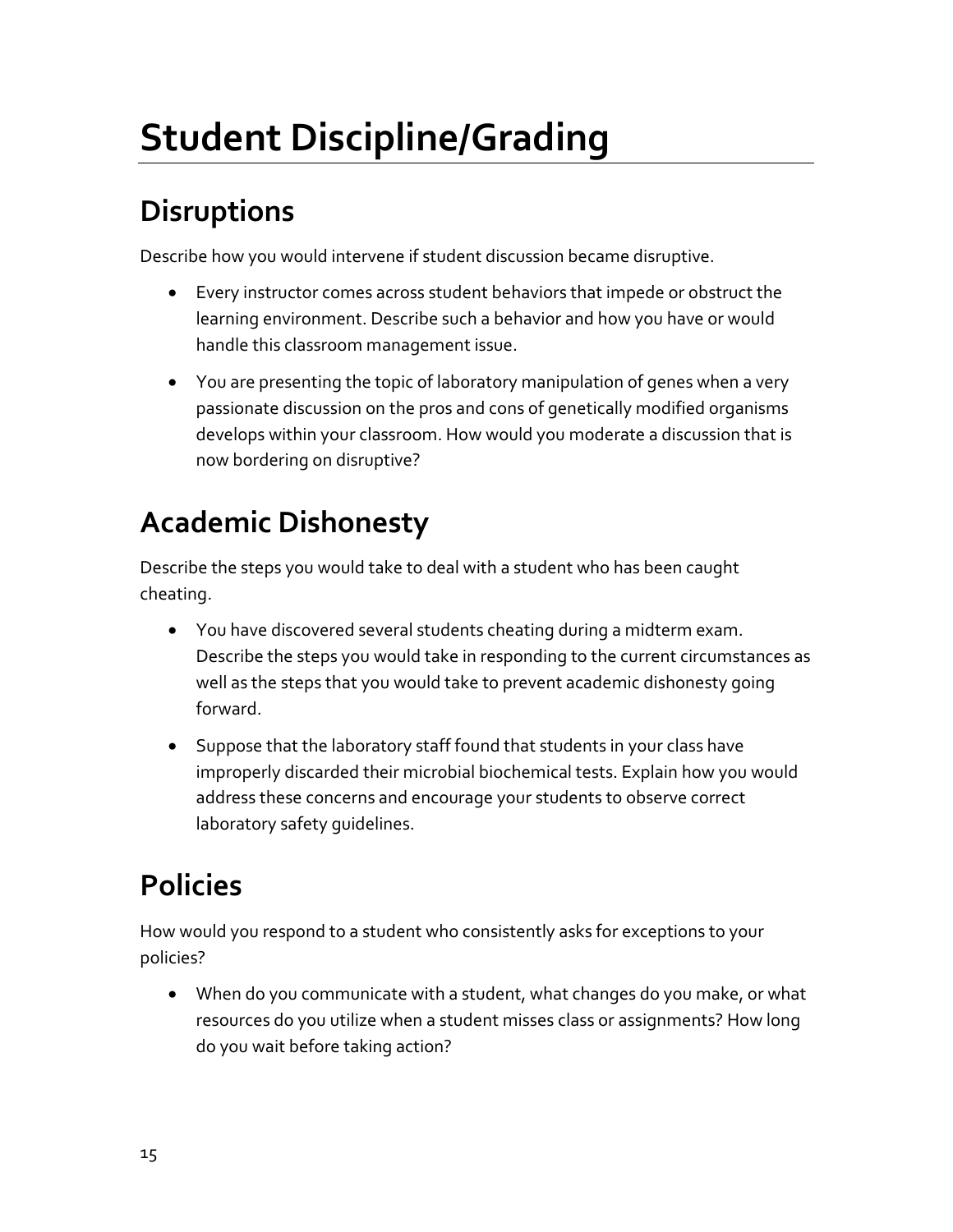# Student Discipline/Grading

## Disruptions

Describe how you would intervene if student discussion became disruptive.

- Every instructor comes across student behaviors that impede or obstruct the learning environment. Describe such a behavior and how you have or would handle this classroom management issue.
- You are presenting the topic of laboratory manipulation of genes when a very passionate discussion on the pros and cons of genetically modified organisms develops within your classroom. How would you moderate a discussion that is now bordering on disruptive?

## Academic Dishonesty

Describe the steps you would take to deal with a student who has been caught cheating.

- You have discovered several students cheating during a midterm exam. Describe the steps you would take in responding to the current circumstances as well as the steps that you would take to prevent academic dishonesty going forward.
- Suppose that the laboratory staff found that students in your class have improperly discarded their microbial biochemical tests. Explain how you would address these concerns and encourage your students to observe correct laboratory safety guidelines.

## Policies

How would you respond to a student who consistently asks for exceptions to your policies?

- When do you communicate with a student, what changes do you make, or what resources do you utilize when a student misses class or assignments? How long do you wait before taking action?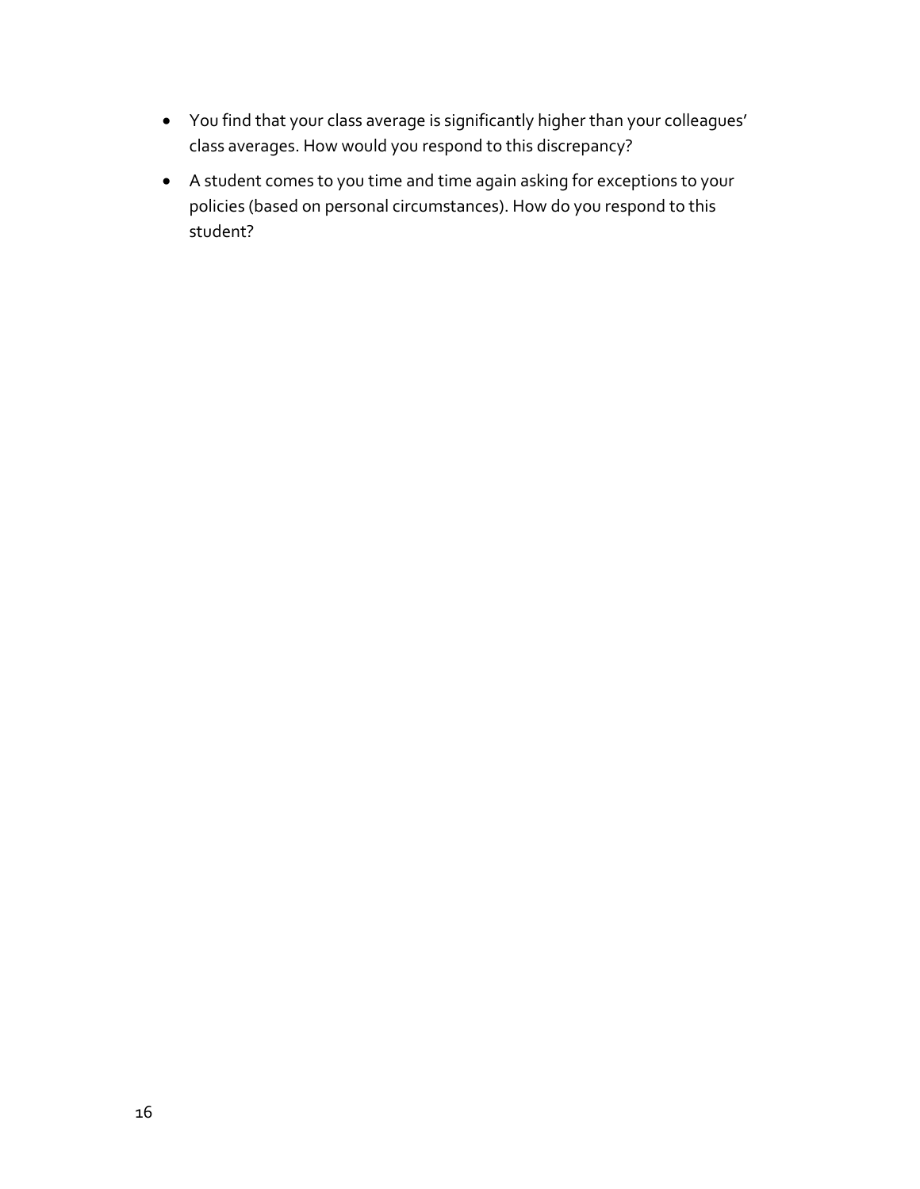- You find that your class average is significantly higher than your colleagues' class averages. How would you respond to this discrepancy?
- A student comes to you time and time again asking for exceptions to your policies (based on personal circumstances). How do you respond to this student?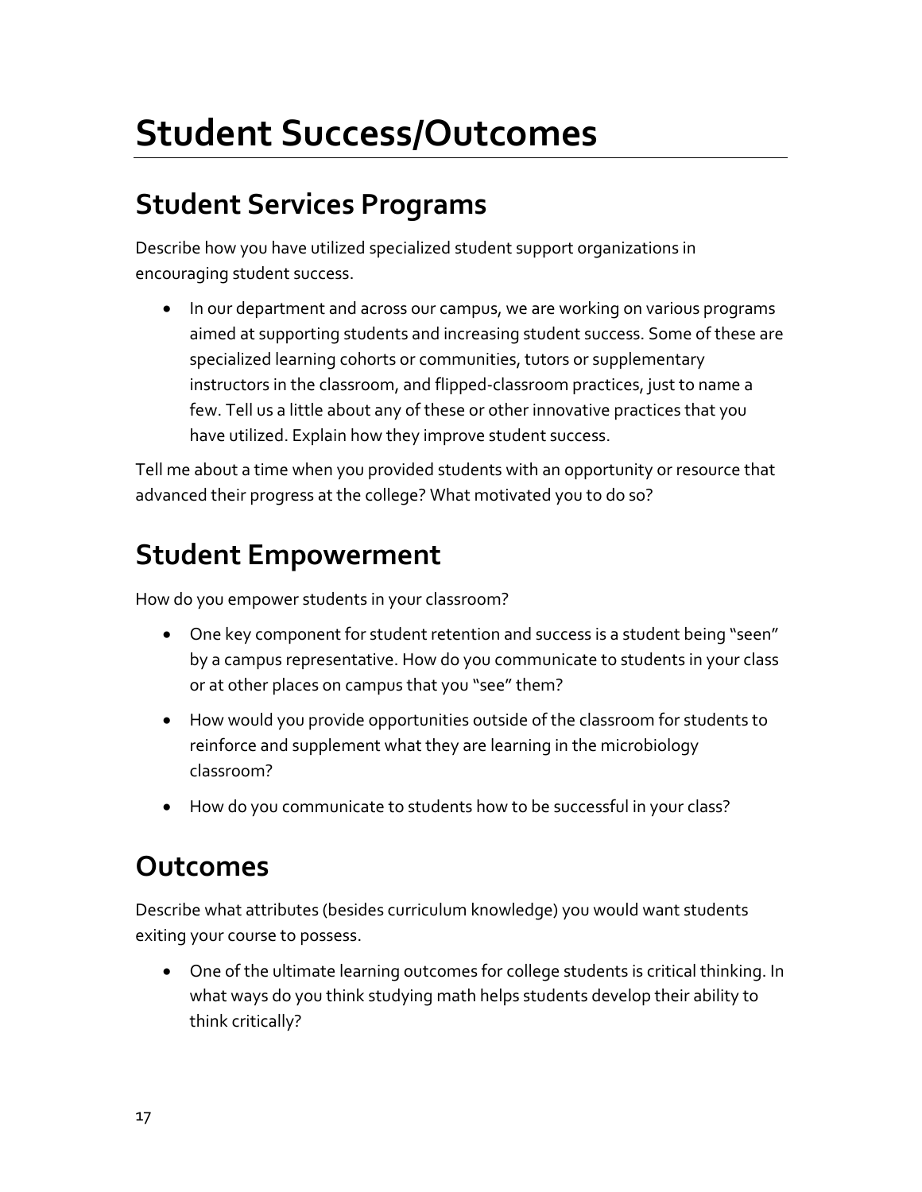# Student Success/Outcomes

## Student Services Programs

Describe how you have utilized specialized student support organizations in encouraging student success.

- In our department and across our campus, we are working on various programs aimed at supporting students and increasing student success. Some of these are specialized learning cohorts or communities, tutors or supplementary instructors in the classroom, and flipped-classroom practices, just to name a few. Tell us a little about any of these or other innovative practices that you have utilized. Explain how they improve student success.

Tell me about a time when you provided students with an opportunity or resource that advanced their progress at the college? What motivated you to do so?

## Student Empowerment

How do you empower students in your classroom?

- One key component for student retention and success is a student being "seen" by a campus representative. How do you communicate to students in your class or at other places on campus that you "see" them?
- How would you provide opportunities outside of the classroom for students to reinforce and supplement what they are learning in the microbiology classroom?
- How do you communicate to students how to be successful in your class?

## Outcomes

Describe what attributes (besides curriculum knowledge) you would want students exiting your course to possess.

- One of the ultimate learning outcomes for college students is critical thinking. In what ways do you think studying math helps students develop their ability to think critically?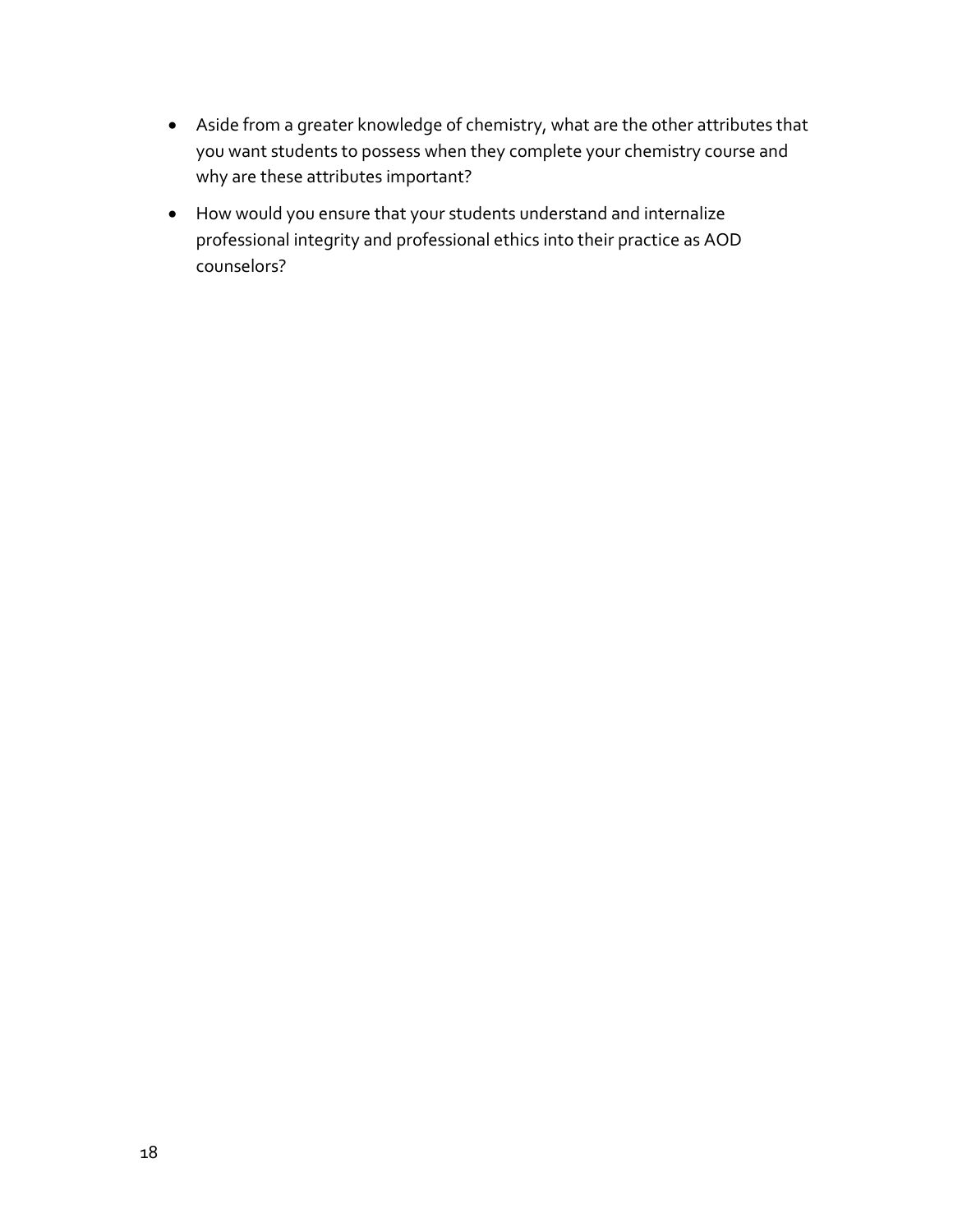- Aside from a greater knowledge of chemistry, what are the other attributes that you want students to possess when they complete your chemistry course and why are these attributes important?
- How would you ensure that your students understand and internalize professional integrity and professional ethics into their practice as AOD counselors?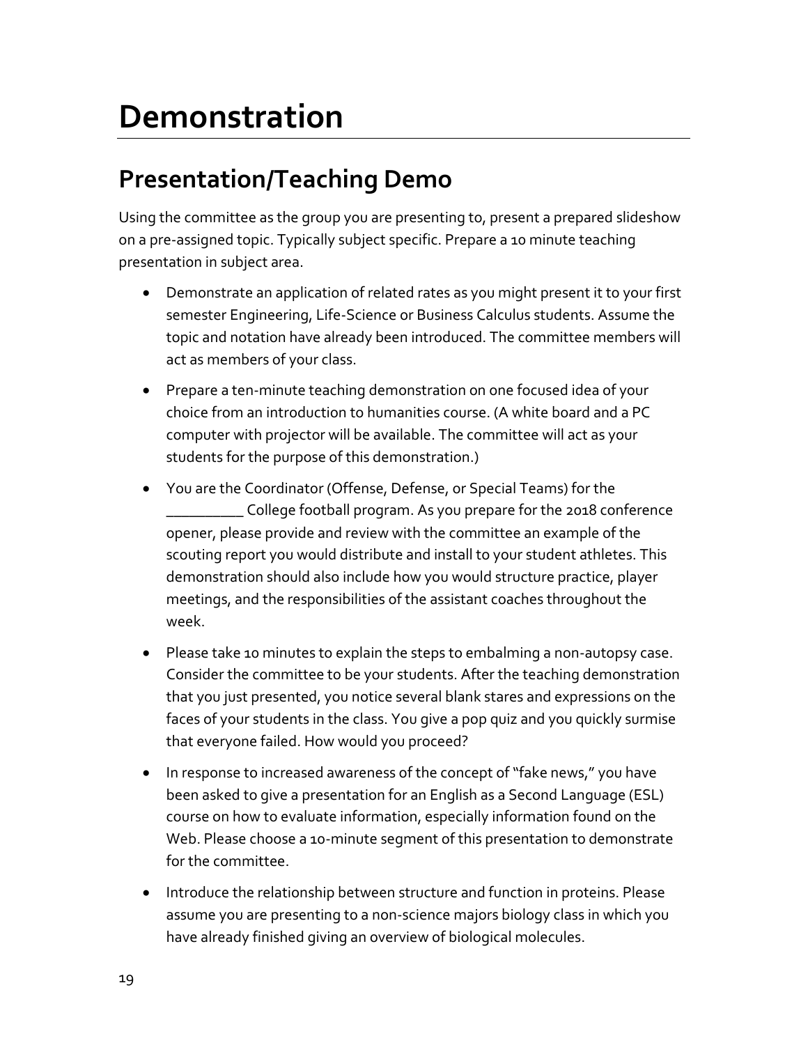# Demonstration

## Presentation/Teaching Demo

Using the committee as the group you are presenting to, present a prepared slideshow on a pre-assigned topic. Typically subject specific. Prepare a 10 minute teaching presentation in subject area.

- Demonstrate an application of related rates as you might present it to your first semester Engineering, Life-Science or Business Calculus students. Assume the topic and notation have already been introduced. The committee members will act as members of your class.
- Prepare a ten-minute teaching demonstration on one focused idea of your choice from an introduction to humanities course. (A white board and a PC computer with projector will be available. The committee will act as your students for the purpose of this demonstration.)
- You are the Coordinator (Offense, Defense, or Special Teams) for the __________ College football program. As you prepare for the 2018 conference opener, please provide and review with the committee an example of the scouting report you would distribute and install to your student athletes. This demonstration should also include how you would structure practice, player meetings, and the responsibilities of the assistant coaches throughout the week.
- Please take 10 minutes to explain the steps to embalming a non-autopsy case. Consider the committee to be your students. After the teaching demonstration that you just presented, you notice several blank stares and expressions on the faces of your students in the class. You give a pop quiz and you quickly surmise that everyone failed. How would you proceed?
- In response to increased awareness of the concept of "fake news," you have been asked to give a presentation for an English as a Second Language (ESL) course on how to evaluate information, especially information found on the Web. Please choose a 10-minute segment of this presentation to demonstrate for the committee.
- Introduce the relationship between structure and function in proteins. Please assume you are presenting to a non-science majors biology class in which you have already finished giving an overview of biological molecules.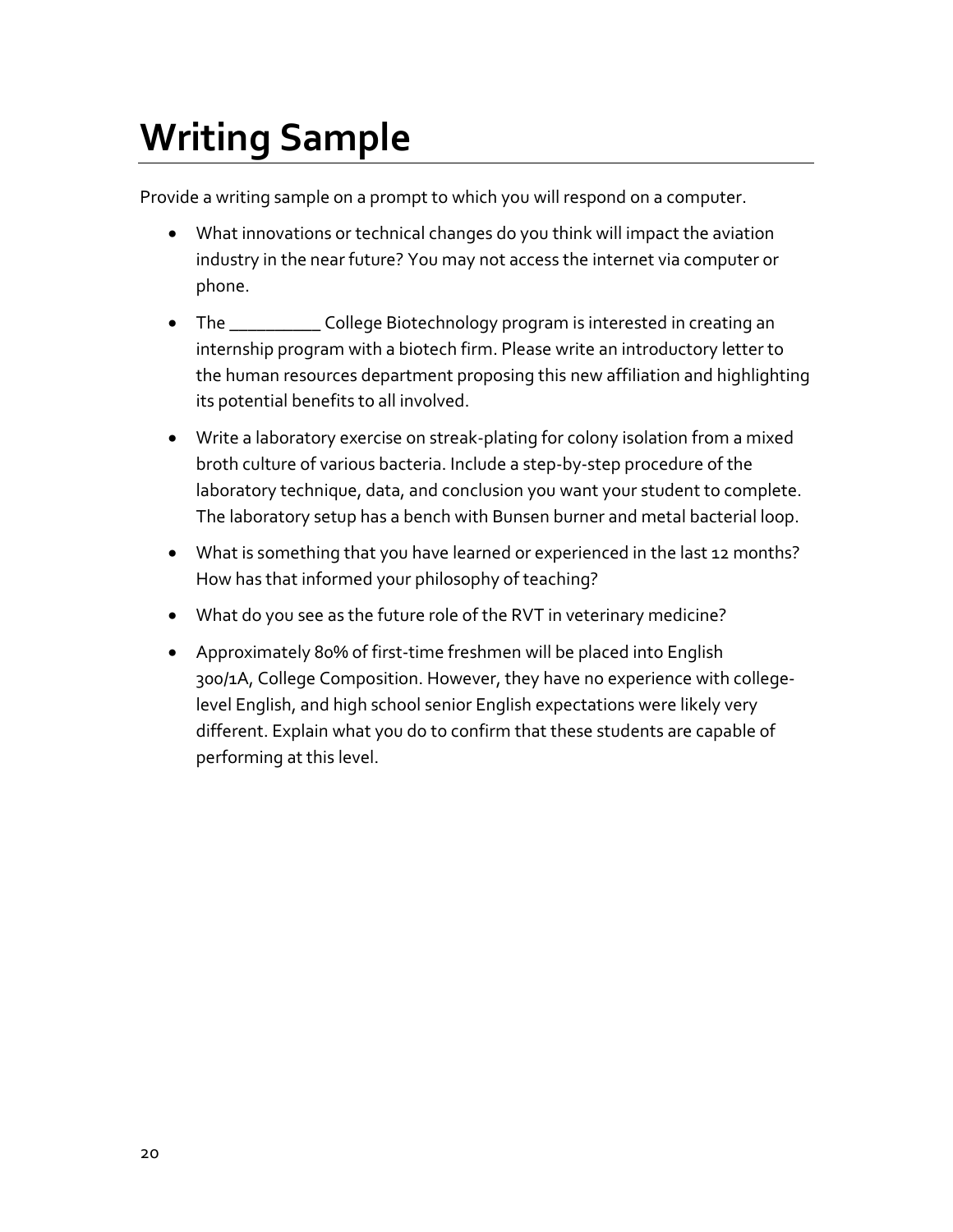# Writing Sample

Provide a writing sample on a prompt to which you will respond on a computer.

- What innovations or technical changes do you think will impact the aviation industry in the near future? You may not access the internet via computer or phone.
- The __________ College Biotechnology program is interested in creating an internship program with a biotech firm. Please write an introductory letter to the human resources department proposing this new affiliation and highlighting its potential benefits to all involved.
- Write a laboratory exercise on streak-plating for colony isolation from a mixed broth culture of various bacteria. Include a step-by-step procedure of the laboratory technique, data, and conclusion you want your student to complete. The laboratory setup has a bench with Bunsen burner and metal bacterial loop.
- What is something that you have learned or experienced in the last 12 months? How has that informed your philosophy of teaching?
- What do you see as the future role of the RVT in veterinary medicine?
- Approximately 80% of first-time freshmen will be placed into English 300/1A, College Composition. However, they have no experience with college-level English, and high school senior English expectations were likely very different. Explain what you do to confirm that these students are capable of performing at this level.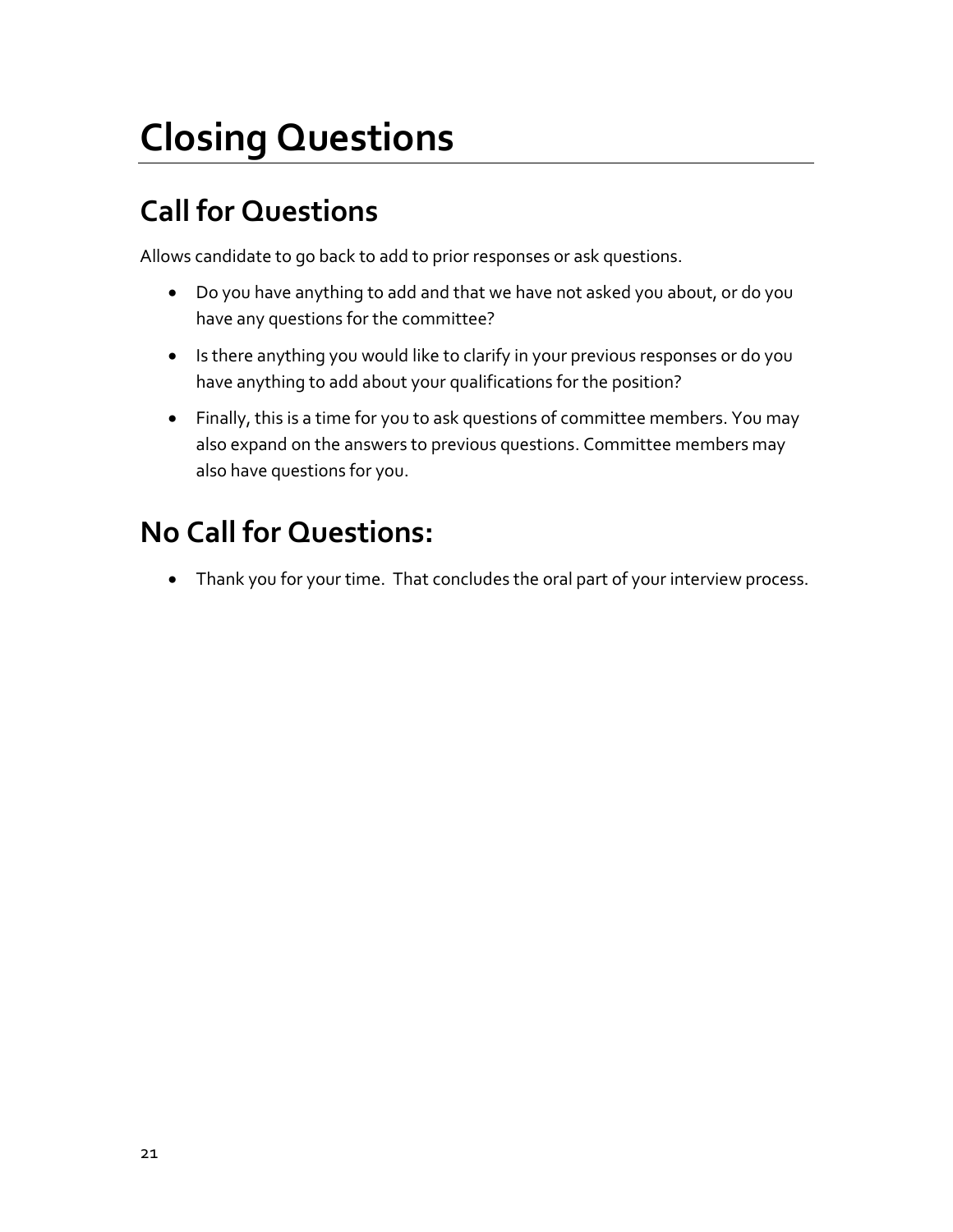# Closing Questions

## Call for Questions

Allows candidate to go back to add to prior responses or ask questions.

- Do you have anything to add and that we have not asked you about, or do you have any questions for the committee?
- Is there anything you would like to clarify in your previous responses or do you have anything to add about your qualifications for the position?
- Finally, this is a time for you to ask questions of committee members. You may also expand on the answers to previous questions. Committee members may also have questions for you.

## No Call for Questions:

- Thank you for your time. That concludes the oral part of your interview process.